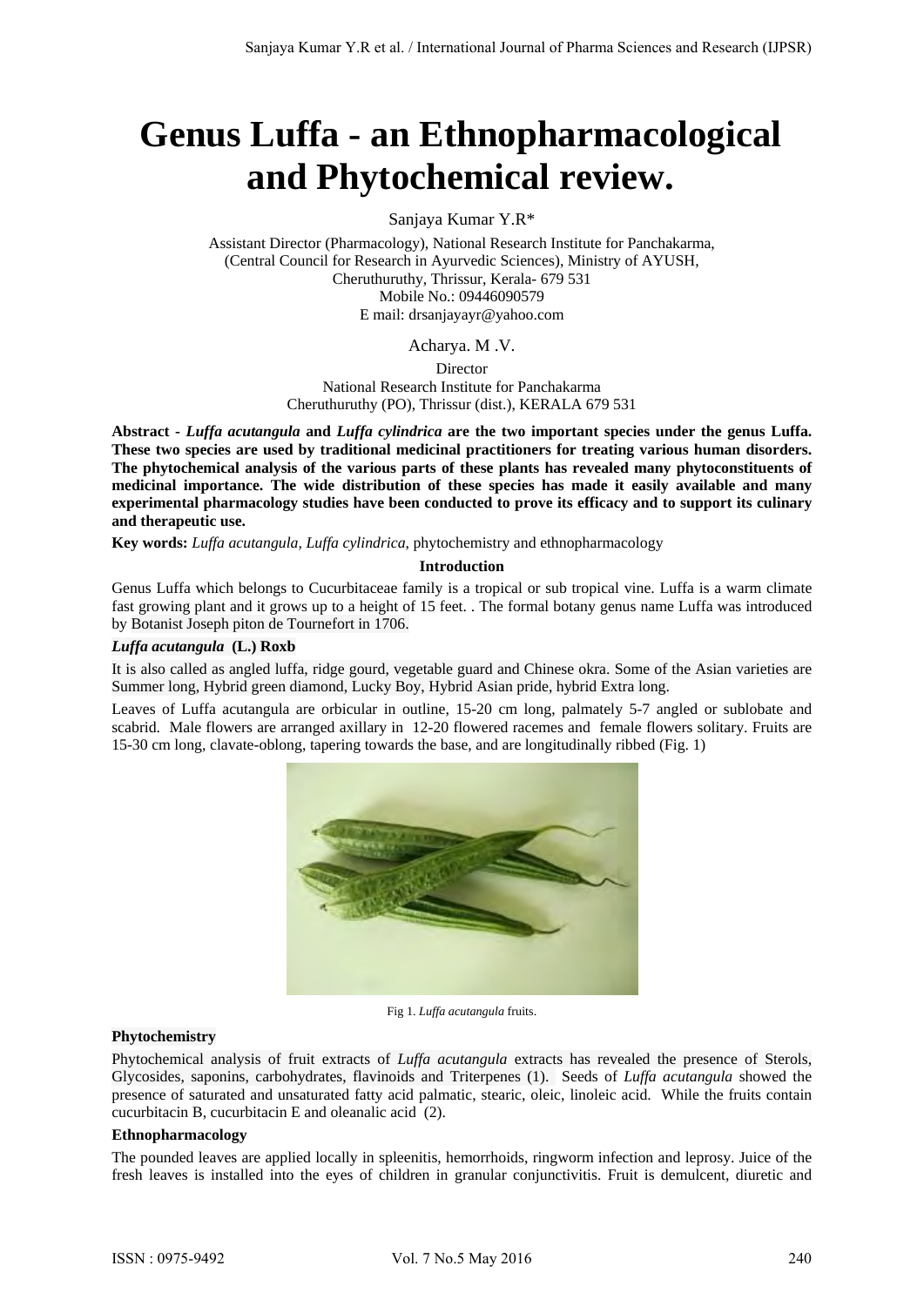# Genus Luffa - an Ethnopharmacological and Phytochemical review.

Sanjaya Kumar Y.R*

Assistant Director (Pharmacology), National Research Institute for Panchakarma,
(Central Council for Research in Ayurvedic Sciences), Ministry of AYUSH,
Cheruthuruthy, Thrissur, Kerala- 679 531
Mobile No.: 09446090579
E mail: drsanjayayr@yahoo.com

Acharya. M .V.

Director
National Research Institute for Panchakarma
Cheruthuruthy (PO), Thrissur (dist.), KERALA 679 531

**Abstract - *Luffa acutangula* and *Luffa cylindrica* are the two important species under the genus Luffa. These two species are used by traditional medicinal practitioners for treating various human disorders. The phytochemical analysis of the various parts of these plants has revealed many phytoconstituents of medicinal importance. The wide distribution of these species has made it easily available and many experimental pharmacology studies have been conducted to prove its efficacy and to support its culinary and therapeutic use.**

**Key words:** *Luffa acutangula, Luffa cylindrica,* phytochemistry and ethnopharmacology

## Introduction

Genus Luffa which belongs to Cucurbitaceae family is a tropical or sub tropical vine. Luffa is a warm climate fast growing plant and it grows up to a height of 15 feet. . The formal botany genus name Luffa was introduced by Botanist Joseph piton de Tournefort in 1706.

### *Luffa acutangula* (L.) Roxb

It is also called as angled luffa, ridge gourd, vegetable guard and Chinese okra. Some of the Asian varieties are Summer long, Hybrid green diamond, Lucky Boy, Hybrid Asian pride, hybrid Extra long.

Leaves of Luffa acutangula are orbicular in outline, 15-20 cm long, palmately 5-7 angled or sublobate and scabrid. Male flowers are arranged axillary in 12-20 flowered racemes and female flowers solitary. Fruits are 15-30 cm long, clavate-oblong, tapering towards the base, and are longitudinally ribbed (Fig. 1)

Fig 1. *Luffa acutangula* fruits.

### Phytochemistry

Phytochemical analysis of fruit extracts of *Luffa acutangula* extracts has revealed the presence of Sterols, Glycosides, saponins, carbohydrates, flavinoids and Triterpenes (1). Seeds of *Luffa acutangula* showed the presence of saturated and unsaturated fatty acid palmatic, stearic, oleic, linoleic acid. While the fruits contain cucurbitacin B, cucurbitacin E and oleanalic acid (2).

### Ethnopharmacology

The pounded leaves are applied locally in spleenitis, hemorrhoids, ringworm infection and leprosy. Juice of the fresh leaves is installed into the eyes of children in granular conjunctivitis. Fruit is demulcent, diuretic and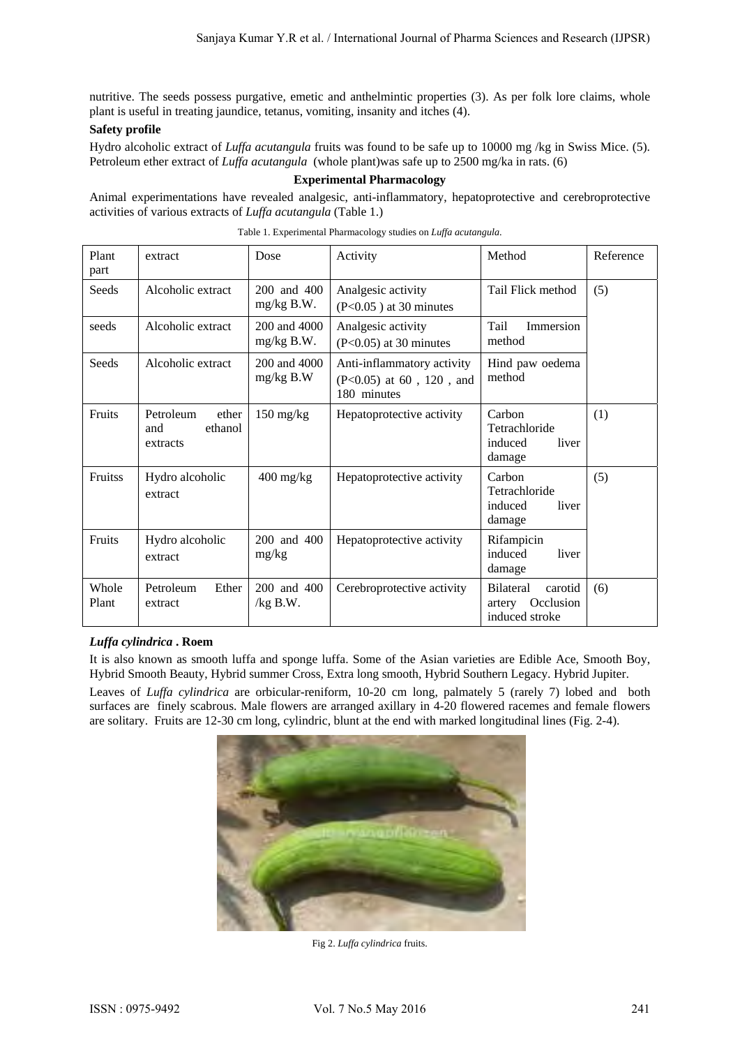nutritive. The seeds possess purgative, emetic and anthelmintic properties (3). As per folk lore claims, whole plant is useful in treating jaundice, tetanus, vomiting, insanity and itches (4).

**Safety profile**

Hydro alcoholic extract of *Luffa acutangula* fruits was found to be safe up to 10000 mg /kg in Swiss Mice. (5). Petroleum ether extract of *Luffa acutangula* (whole plant)was safe up to 2500 mg/ka in rats. (6)

**Experimental Pharmacology**

Animal experimentations have revealed analgesic, anti-inflammatory, hepatoprotective and cerebroprotective activities of various extracts of *Luffa acutangula* (Table 1.)

Table 1. Experimental Pharmacology studies on *Luffa acutangula*.

| Plant part | extract | Dose | Activity | Method | Reference |
|---|---|---|---|---|---|
| Seeds | Alcoholic extract | 200 and 400 mg/kg B.W. | Analgesic activity ($P<0.05$ ) at 30 minutes | Tail Flick method | (5) |
| seeds | Alcoholic extract | 200 and 4000 mg/kg B.W. | Analgesic activity ($P<0.05$) at 30 minutes | Tail Immersion method | |
| Seeds | Alcoholic extract | 200 and 4000 mg/kg B.W | Anti-inflammatory activity ($P<0.05$) at 60 , 120 , and 180 minutes | Hind paw oedema method | |
| Fruits | Petroleum ether and ethanol extracts | 150 mg/kg | Hepatoprotective activity | Carbon Tetrachloride induced liver damage | (1) |
| Fruitss | Hydro alcoholic extract | 400 mg/kg | Hepatoprotective activity | Carbon Tetrachloride induced liver damage | (5) |
| Fruits | Hydro alcoholic extract | 200 and 400 mg/kg | Hepatoprotective activity | Rifampicin induced liver damage | |
| Whole Plant | Petroleum Ether extract | 200 and 400 /kg B.W. | Cerebroprotective activity | Bilateral carotid artery Occlusion induced stroke | (6) |

### *Luffa cylindrica* . Roem

It is also known as smooth luffa and sponge luffa. Some of the Asian varieties are Edible Ace, Smooth Boy, Hybrid Smooth Beauty, Hybrid summer Cross, Extra long smooth, Hybrid Southern Legacy. Hybrid Jupiter.

Leaves of *Luffa cylindrica* are orbicular-reniform, 10-20 cm long, palmately 5 (rarely 7) lobed and both surfaces are finely scabrous. Male flowers are arranged axillary in 4-20 flowered racemes and female flowers are solitary. Fruits are 12-30 cm long, cylindric, blunt at the end with marked longitudinal lines (Fig. 2-4).

Fig 2. *Luffa cylindrica* fruits.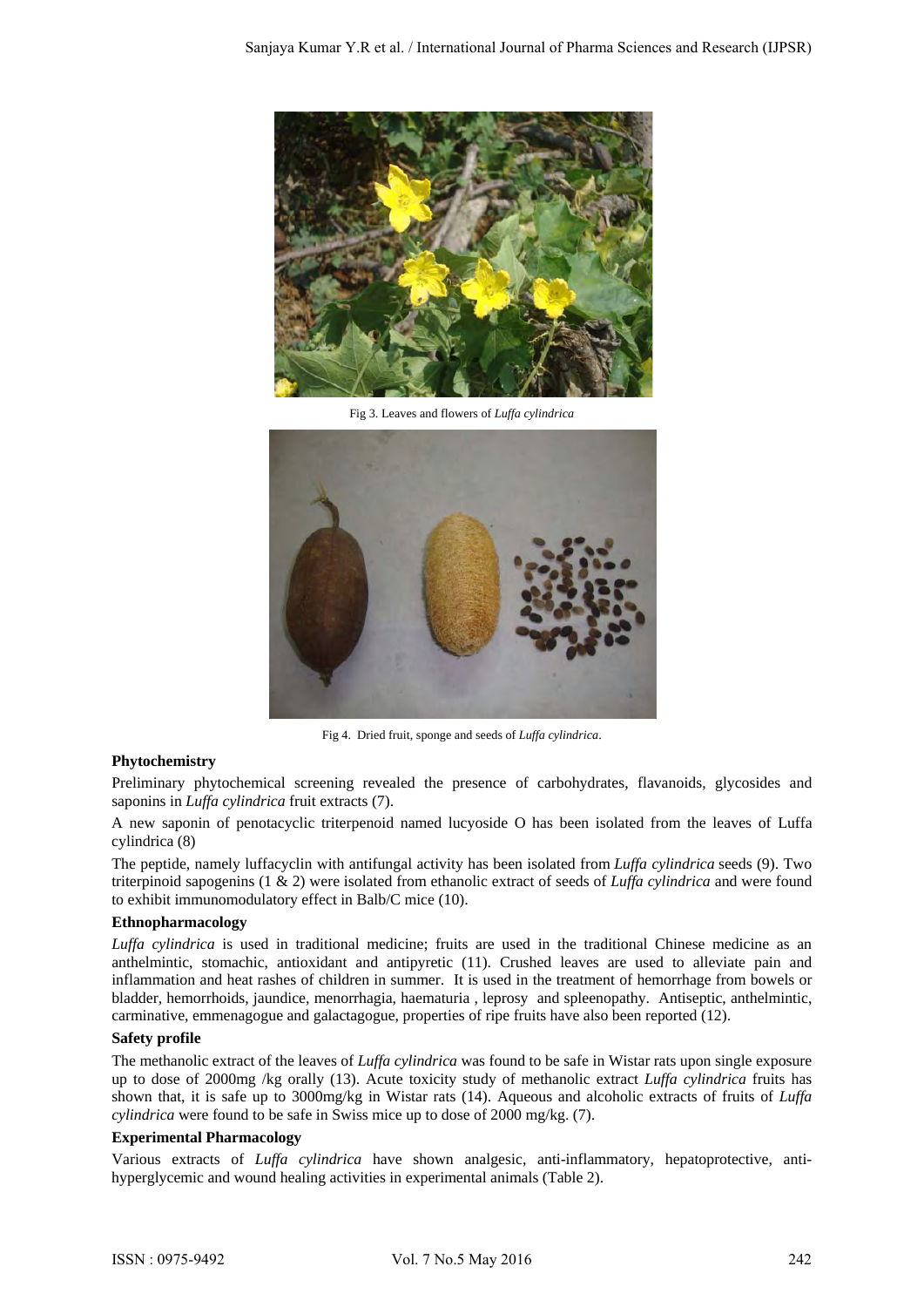Fig 3. Leaves and flowers of *Luffa cylindrica*

Fig 4. Dried fruit, sponge and seeds of *Luffa cylindrica*.

**Phytochemistry**

Preliminary phytochemical screening revealed the presence of carbohydrates, flavanoids, glycosides and saponins in *Luffa cylindrica* fruit extracts (7).

A new saponin of penotacyclic triterpenoid named lucyoside O has been isolated from the leaves of Luffa cylindrica (8)

The peptide, namely luffacyclin with antifungal activity has been isolated from *Luffa cylindrica* seeds (9). Two triterpinoid sapogenins (1 & 2) were isolated from ethanolic extract of seeds of *Luffa cylindrica* and were found to exhibit immunomodulatory effect in Balb/C mice (10).

**Ethnopharmacology**

*Luffa cylindrica* is used in traditional medicine; fruits are used in the traditional Chinese medicine as an anthelmintic, stomachic, antioxidant and antipyretic (11). Crushed leaves are used to alleviate pain and inflammation and heat rashes of children in summer. It is used in the treatment of hemorrhage from bowels or bladder, hemorrhoids, jaundice, menorrhagia, haematuria , leprosy and spleenopathy. Antiseptic, anthelmintic, carminative, emmenagogue and galactagogue, properties of ripe fruits have also been reported (12).

**Safety profile**

The methanolic extract of the leaves of *Luffa cylindrica* was found to be safe in Wistar rats upon single exposure up to dose of 2000mg /kg orally (13). Acute toxicity study of methanolic extract *Luffa cylindrica* fruits has shown that, it is safe up to 3000mg/kg in Wistar rats (14). Aqueous and alcoholic extracts of fruits of *Luffa cylindrica* were found to be safe in Swiss mice up to dose of 2000 mg/kg. (7).

**Experimental Pharmacology**

Various extracts of *Luffa cylindrica* have shown analgesic, anti-inflammatory, hepatoprotective, anti-hyperglycemic and wound healing activities in experimental animals (Table 2).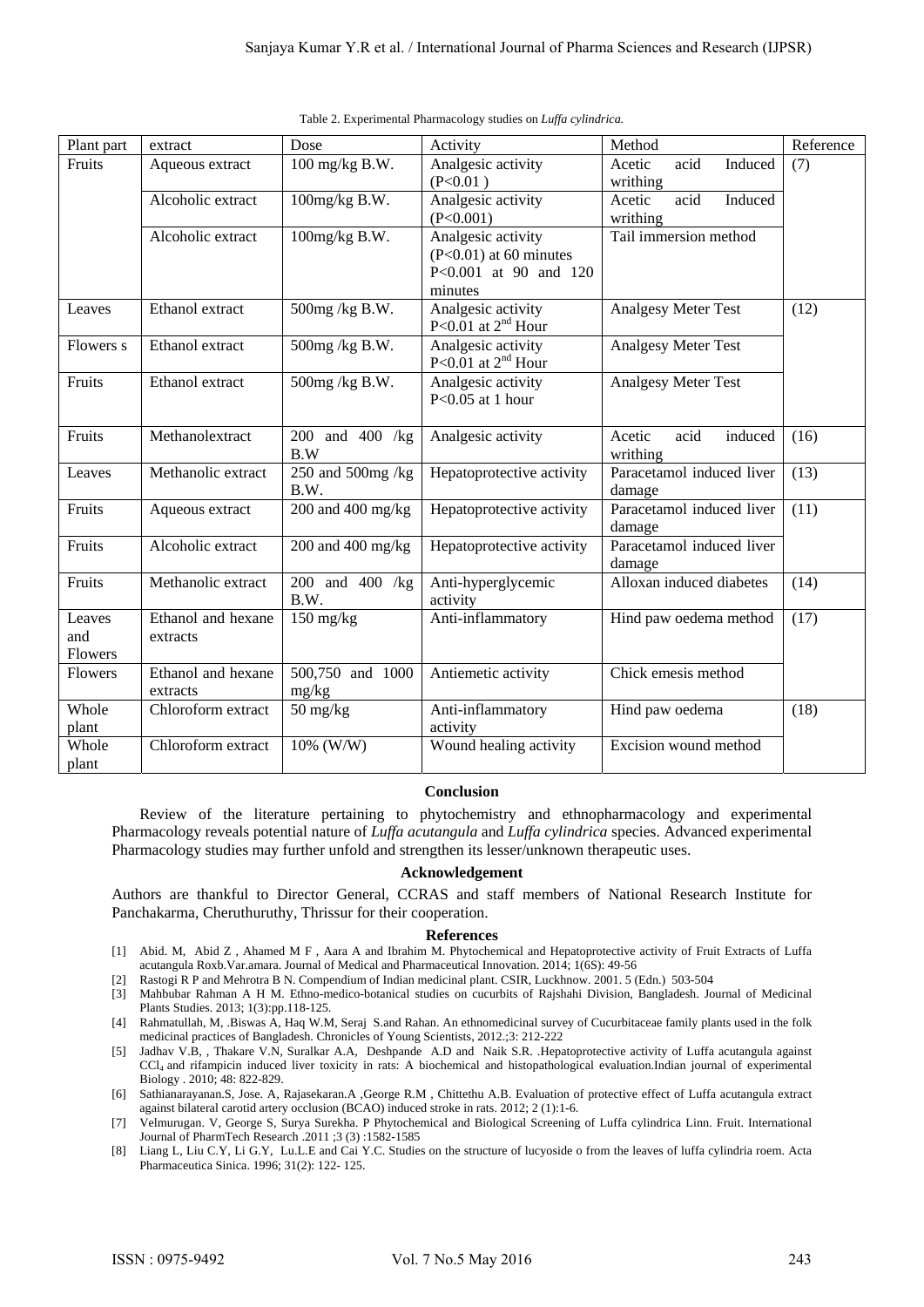Table 2. Experimental Pharmacology studies on *Luffa cylindrica.*

| Plant part | extract | Dose | Activity | Method | Reference |
|---|---|---|---|---|---|
| Fruits | Aqueous extract | 100 mg/kg B.W. | Analgesic activity ($P<0.01$ ) | Acetic acid Induced writhing | (7) |
| | Alcoholic extract | 100mg/kg B.W. | Analgesic activity ($P<0.001$) | Acetic acid Induced writhing | |
| | Alcoholic extract | 100mg/kg B.W. | Analgesic activity ($P<0.01$) at 60 minutes $P<0.001$ at 90 and 120 minutes | Tail immersion method | |
| Leaves | Ethanol extract | 500mg /kg B.W. | Analgesic activity $P<0.01$ at 2nd Hour | Analgesy Meter Test | (12) |
| Flowers s | Ethanol extract | 500mg /kg B.W. | Analgesic activity $P<0.01$ at 2nd Hour | Analgesy Meter Test | |
| Fruits | Ethanol extract | 500mg /kg B.W. | Analgesic activity $P<0.05$ at 1 hour | Analgesy Meter Test | |
| Fruits | Methanolextract | 200 and 400 /kg B.W | Analgesic activity | Acetic acid induced writhing | (16) |
| Leaves | Methanolic extract | 250 and 500mg /kg B.W. | Hepatoprotective activity | Paracetamol induced liver damage | (13) |
| Fruits | Aqueous extract | 200 and 400 mg/kg | Hepatoprotective activity | Paracetamol induced liver damage | (11) |
| Fruits | Alcoholic extract | 200 and 400 mg/kg | Hepatoprotective activity | Paracetamol induced liver damage | |
| Fruits | Methanolic extract | 200 and 400 /kg B.W. | Anti-hyperglycemic activity | Alloxan induced diabetes | (14) |
| Leaves and Flowers | Ethanol and hexane extracts | 150 mg/kg | Anti-inflammatory | Hind paw oedema method | (17) |
| Flowers | Ethanol and hexane extracts | 500,750 and 1000 mg/kg | Antiemetic activity | Chick emesis method | |
| Whole plant | Chloroform extract | 50 mg/kg | Anti-inflammatory activity | Hind paw oedema | (18) |
| Whole plant | Chloroform extract | 10% (W/W) | Wound healing activity | Excision wound method | |

## Conclusion

Review of the literature pertaining to phytochemistry and ethnopharmacology and experimental Pharmacology reveals potential nature of *Luffa acutangula* and *Luffa cylindrica* species. Advanced experimental Pharmacology studies may further unfold and strengthen its lesser/unknown therapeutic uses.

## Acknowledgement

Authors are thankful to Director General, CCRAS and staff members of National Research Institute for Panchakarma, Cheruthuruthy, Thrissur for their cooperation.

## References

[1] Abid. M, Abid Z , Ahamed M F , Aara A and Ibrahim M. Phytochemical and Hepatoprotective activity of Fruit Extracts of Luffa acutangula Roxb.Var.amara. Journal of Medical and Pharmaceutical Innovation. 2014; 1(6S): 49-56

[2] Rastogi R P and Mehrotra B N. Compendium of Indian medicinal plant. CSIR, Luckhnow. 2001. 5 (Edn.) 503-504

[3] Mahbubar Rahman A H M. Ethno-medico-botanical studies on cucurbits of Rajshahi Division, Bangladesh. Journal of Medicinal Plants Studies. 2013; 1(3):pp.118-125.

[4] Rahmatullah, M, .Biswas A, Haq W.M, Seraj S.and Rahan. An ethnomedicinal survey of Cucurbitaceae family plants used in the folk medicinal practices of Bangladesh. Chronicles of Young Scientists, 2012.;3: 212-222

[5] Jadhav V.B, , Thakare V.N, Suralkar A.A, Deshpande A.D and Naik S.R. .Hepatoprotective activity of Luffa acutangula against $CCl_4$ and rifampicin induced liver toxicity in rats: A biochemical and histopathological evaluation.Indian journal of experimental Biology . 2010; 48: 822-829.

[6] Sathianarayanan.S, Jose. A, Rajasekaran.A ,George R.M , Chittethu A.B. Evaluation of protective effect of Luffa acutangula extract against bilateral carotid artery occlusion (BCAO) induced stroke in rats. 2012; 2 (1):1-6.

[7] Velmurugan. V, George S, Surya Surekha. P Phytochemical and Biological Screening of Luffa cylindrica Linn. Fruit. International Journal of PharmTech Research .2011 ;3 (3) :1582-1585

[8] Liang L, Liu C.Y, Li G.Y, Lu.L.E and Cai Y.C. Studies on the structure of lucyoside o from the leaves of luffa cylindria roem. Acta Pharmaceutica Sinica. 1996; 31(2): 122- 125.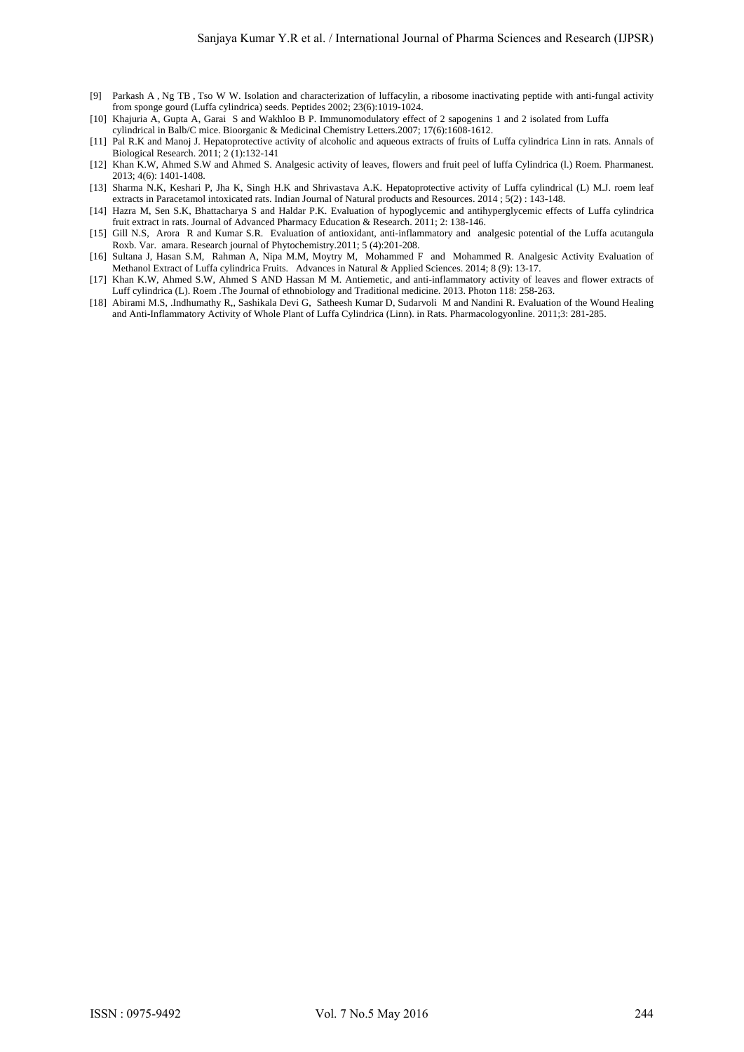[9] Parkash A , Ng TB , Tso W W. Isolation and characterization of luffacylin, a ribosome inactivating peptide with anti-fungal activity from sponge gourd (Luffa cylindrica) seeds. Peptides 2002; 23(6):1019-1024.

[10] Khajuria A, Gupta A, Garai S and Wakhloo B P. Immunomodulatory effect of 2 sapogenins 1 and 2 isolated from Luffa cylindrical in Balb/C mice. Bioorganic & Medicinal Chemistry Letters.2007; 17(6):1608-1612.

[11] Pal R.K and Manoj J. Hepatoprotective activity of alcoholic and aqueous extracts of fruits of Luffa cylindrica Linn in rats. Annals of Biological Research. 2011; 2 (1):132-141

[12] Khan K.W, Ahmed S.W and Ahmed S. Analgesic activity of leaves, flowers and fruit peel of luffa Cylindrica (l.) Roem. Pharmanest. 2013; 4(6): 1401-1408.

[13] Sharma N.K, Keshari P, Jha K, Singh H.K and Shrivastava A.K. Hepatoprotective activity of Luffa cylindrical (L) M.J. roem leaf extracts in Paracetamol intoxicated rats. Indian Journal of Natural products and Resources. 2014 ; 5(2) : 143-148.

[14] Hazra M, Sen S.K, Bhattacharya S and Haldar P.K. Evaluation of hypoglycemic and antihyperglycemic effects of Luffa cylindrica fruit extract in rats. Journal of Advanced Pharmacy Education & Research. 2011; 2: 138-146.

[15] Gill N.S, Arora R and Kumar S.R. Evaluation of antioxidant, anti-inflammatory and analgesic potential of the Luffa acutangula Roxb. Var. amara. Research journal of Phytochemistry.2011; 5 (4):201-208.

[16] Sultana J, Hasan S.M, Rahman A, Nipa M.M, Moytry M, Mohammed F and Mohammed R. Analgesic Activity Evaluation of Methanol Extract of Luffa cylindrica Fruits. Advances in Natural & Applied Sciences. 2014; 8 (9): 13-17.

[17] Khan K.W, Ahmed S.W, Ahmed S AND Hassan M M. Antiemetic, and anti-inflammatory activity of leaves and flower extracts of Luff cylindrica (L). Roem .The Journal of ethnobiology and Traditional medicine. 2013. Photon 118: 258-263.

[18] Abirami M.S, .Indhumathy R,, Sashikala Devi G, Satheesh Kumar D, Sudarvoli M and Nandini R. Evaluation of the Wound Healing and Anti-Inflammatory Activity of Whole Plant of Luffa Cylindrica (Linn). in Rats. Pharmacologyonline. 2011;3: 281-285.